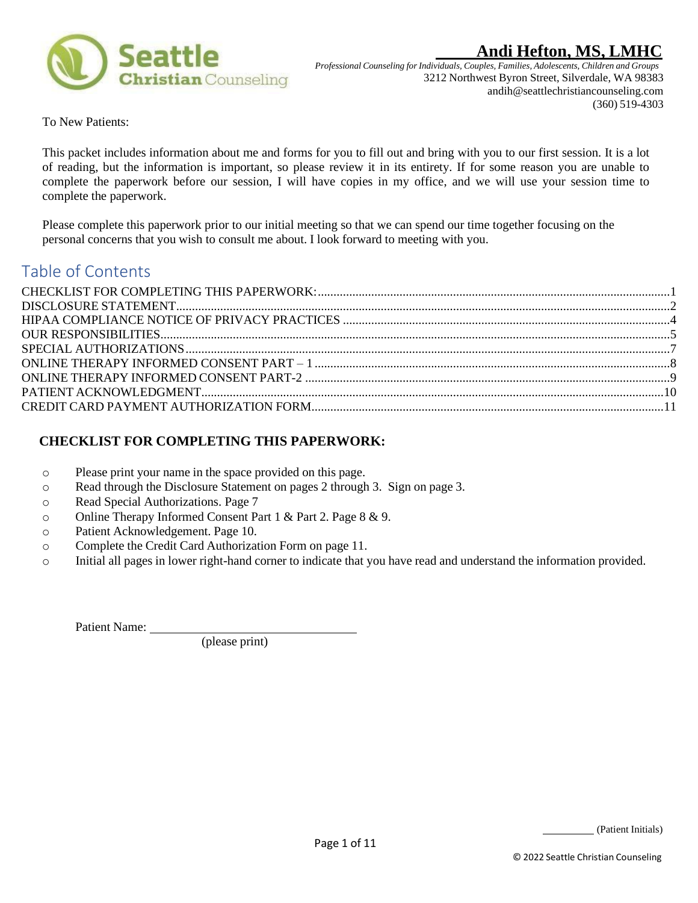Seattle Christian Counseling

# Andi Hefton, MS, LMHC

*Professional Counseling for Individuals, Couples, Families, Adolescents, Children and Groups*
3212 Northwest Byron Street, Silverdale, WA 98383
andih@seattlechristiancounseling.com
(360) 519-4303

To New Patients:

This packet includes information about me and forms for you to fill out and bring with you to our first session. It is a lot of reading, but the information is important, so please review it in its entirety. If for some reason you are unable to complete the paperwork before our session, I will have copies in my office, and we will use your session time to complete the paperwork.

Please complete this paperwork prior to our initial meeting so that we can spend our time together focusing on the personal concerns that you wish to consult me about. I look forward to meeting with you.

## Table of Contents

CHECKLIST FOR COMPLETING THIS PAPERWORK: ..... 1
DISCLOSURE STATEMENT ..... 2
HIPAA COMPLIANCE NOTICE OF PRIVACY PRACTICES ..... 4
OUR RESPONSIBILITIES ..... 5
SPECIAL AUTHORIZATIONS ..... 7
ONLINE THERAPY INFORMED CONSENT PART – 1 ..... 8
ONLINE THERAPY INFORMED CONSENT PART-2 ..... 9
PATIENT ACKNOWLEDGMENT ..... 10
CREDIT CARD PAYMENT AUTHORIZATION FORM ..... 11

## CHECKLIST FOR COMPLETING THIS PAPERWORK:

- ○ Please print your name in the space provided on this page.
- ○ Read through the Disclosure Statement on pages 2 through 3. Sign on page 3.
- ○ Read Special Authorizations. Page 7
- ○ Online Therapy Informed Consent Part 1 & Part 2. Page 8 & 9.
- ○ Patient Acknowledgement. Page 10.
- ○ Complete the Credit Card Authorization Form on page 11.
- ○ Initial all pages in lower right-hand corner to indicate that you have read and understand the information provided.

Patient Name: ______________________________
(please print)

_________ (Patient Initials)

© 2022 Seattle Christian Counseling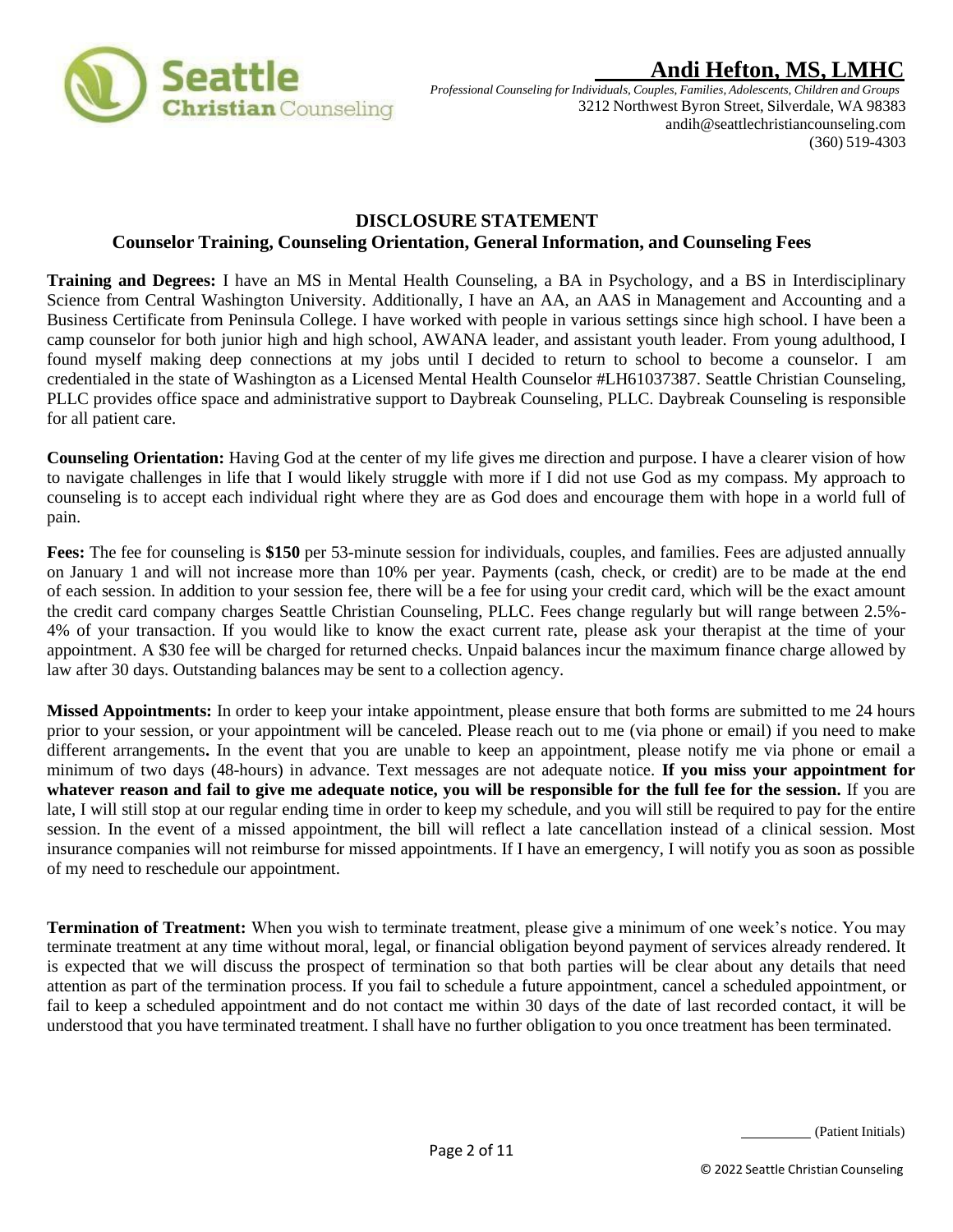**Andi Hefton, MS, LMHC**

*Professional Counseling for Individuals, Couples, Families, Adolescents, Children and Groups*

3212 Northwest Byron Street, Silverdale, WA 98383
andih@seattlechristiancounseling.com
(360) 519-4303

## DISCLOSURE STATEMENT

### Counselor Training, Counseling Orientation, General Information, and Counseling Fees

**Training and Degrees:** I have an MS in Mental Health Counseling, a BA in Psychology, and a BS in Interdisciplinary Science from Central Washington University. Additionally, I have an AA, an AAS in Management and Accounting and a Business Certificate from Peninsula College. I have worked with people in various settings since high school. I have been a camp counselor for both junior high and high school, AWANA leader, and assistant youth leader. From young adulthood, I found myself making deep connections at my jobs until I decided to return to school to become a counselor. I am credentialed in the state of Washington as a Licensed Mental Health Counselor #LH61037387. Seattle Christian Counseling, PLLC provides office space and administrative support to Daybreak Counseling, PLLC. Daybreak Counseling is responsible for all patient care.

**Counseling Orientation:** Having God at the center of my life gives me direction and purpose. I have a clearer vision of how to navigate challenges in life that I would likely struggle with more if I did not use God as my compass. My approach to counseling is to accept each individual right where they are as God does and encourage them with hope in a world full of pain.

**Fees:** The fee for counseling is **$150** per 53-minute session for individuals, couples, and families. Fees are adjusted annually on January 1 and will not increase more than 10% per year. Payments (cash, check, or credit) are to be made at the end of each session. In addition to your session fee, there will be a fee for using your credit card, which will be the exact amount the credit card company charges Seattle Christian Counseling, PLLC. Fees change regularly but will range between 2.5%-4% of your transaction. If you would like to know the exact current rate, please ask your therapist at the time of your appointment. A $30 fee will be charged for returned checks. Unpaid balances incur the maximum finance charge allowed by law after 30 days. Outstanding balances may be sent to a collection agency.

**Missed Appointments:** In order to keep your intake appointment, please ensure that both forms are submitted to me 24 hours prior to your session, or your appointment will be canceled. Please reach out to me (via phone or email) if you need to make different arrangements**.** In the event that you are unable to keep an appointment, please notify me via phone or email a minimum of two days (48-hours) in advance. Text messages are not adequate notice. **If you miss your appointment for whatever reason and fail to give me adequate notice, you will be responsible for the full fee for the session.** If you are late, I will still stop at our regular ending time in order to keep my schedule, and you will still be required to pay for the entire session. In the event of a missed appointment, the bill will reflect a late cancellation instead of a clinical session. Most insurance companies will not reimburse for missed appointments. If I have an emergency, I will notify you as soon as possible of my need to reschedule our appointment.

**Termination of Treatment:** When you wish to terminate treatment, please give a minimum of one week's notice. You may terminate treatment at any time without moral, legal, or financial obligation beyond payment of services already rendered. It is expected that we will discuss the prospect of termination so that both parties will be clear about any details that need attention as part of the termination process. If you fail to schedule a future appointment, cancel a scheduled appointment, or fail to keep a scheduled appointment and do not contact me within 30 days of the date of last recorded contact, it will be understood that you have terminated treatment. I shall have no further obligation to you once treatment has been terminated.

_________ (Patient Initials)

© 2022 Seattle Christian Counseling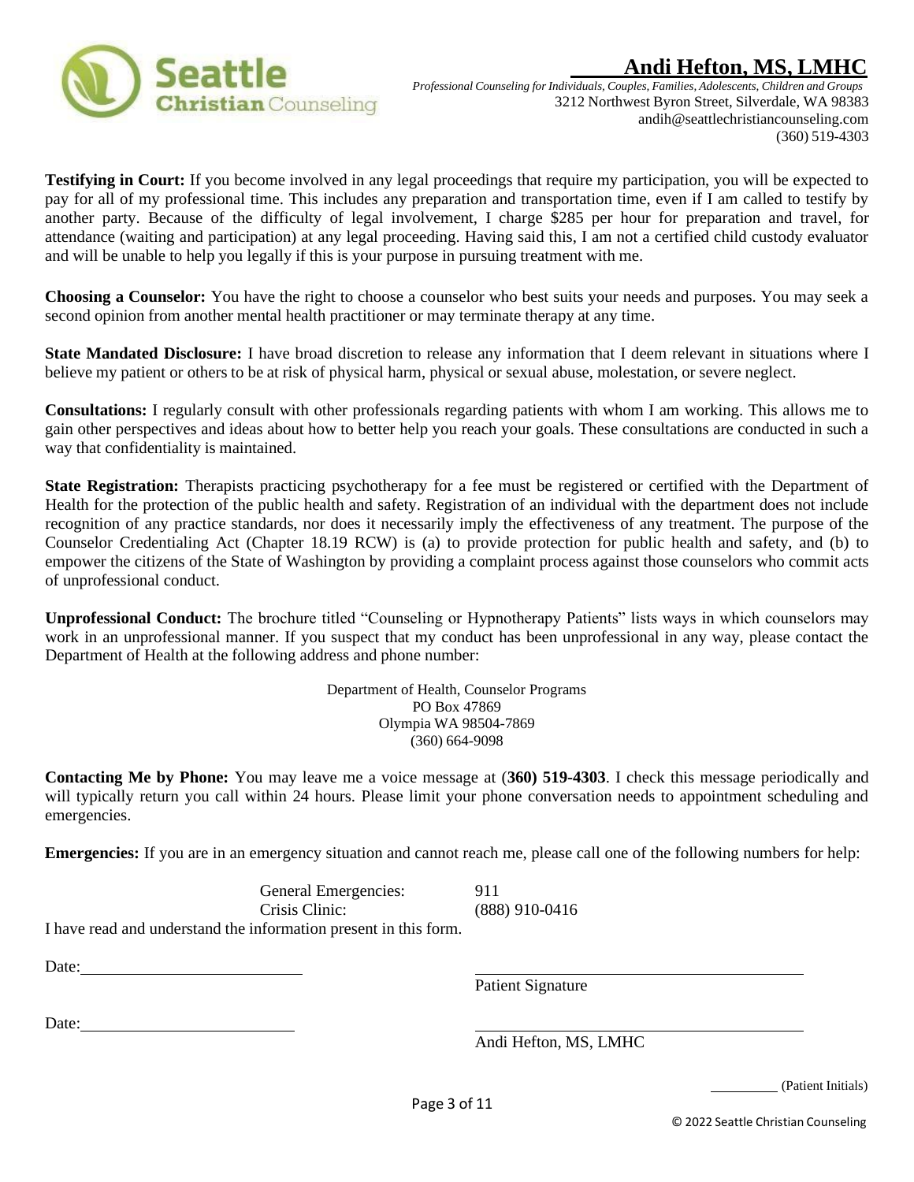**Testifying in Court:** If you become involved in any legal proceedings that require my participation, you will be expected to pay for all of my professional time. This includes any preparation and transportation time, even if I am called to testify by another party. Because of the difficulty of legal involvement, I charge $285 per hour for preparation and travel, for attendance (waiting and participation) at any legal proceeding. Having said this, I am not a certified child custody evaluator and will be unable to help you legally if this is your purpose in pursuing treatment with me.

**Choosing a Counselor:** You have the right to choose a counselor who best suits your needs and purposes. You may seek a second opinion from another mental health practitioner or may terminate therapy at any time.

**State Mandated Disclosure:** I have broad discretion to release any information that I deem relevant in situations where I believe my patient or others to be at risk of physical harm, physical or sexual abuse, molestation, or severe neglect.

**Consultations:** I regularly consult with other professionals regarding patients with whom I am working. This allows me to gain other perspectives and ideas about how to better help you reach your goals. These consultations are conducted in such a way that confidentiality is maintained.

**State Registration:** Therapists practicing psychotherapy for a fee must be registered or certified with the Department of Health for the protection of the public health and safety. Registration of an individual with the department does not include recognition of any practice standards, nor does it necessarily imply the effectiveness of any treatment. The purpose of the Counselor Credentialing Act (Chapter 18.19 RCW) is (a) to provide protection for public health and safety, and (b) to empower the citizens of the State of Washington by providing a complaint process against those counselors who commit acts of unprofessional conduct.

**Unprofessional Conduct:** The brochure titled "Counseling or Hypnotherapy Patients" lists ways in which counselors may work in an unprofessional manner. If you suspect that my conduct has been unprofessional in any way, please contact the Department of Health at the following address and phone number:

Department of Health, Counselor Programs
PO Box 47869
Olympia WA 98504-7869
(360) 664-9098

**Contacting Me by Phone:** You may leave me a voice message at (**360) 519-4303**. I check this message periodically and will typically return you call within 24 hours. Please limit your phone conversation needs to appointment scheduling and emergencies.

**Emergencies:** If you are in an emergency situation and cannot reach me, please call one of the following numbers for help:

| | |
|---|---|
| General Emergencies: | 911 |
| Crisis Clinic: | (888) 910-0416 |

I have read and understand the information present in this form.

Date: ______________________ ______________________________
Patient Signature

Date: ______________________ ______________________________
Andi Hefton, MS, LMHC

_________ (Patient Initials)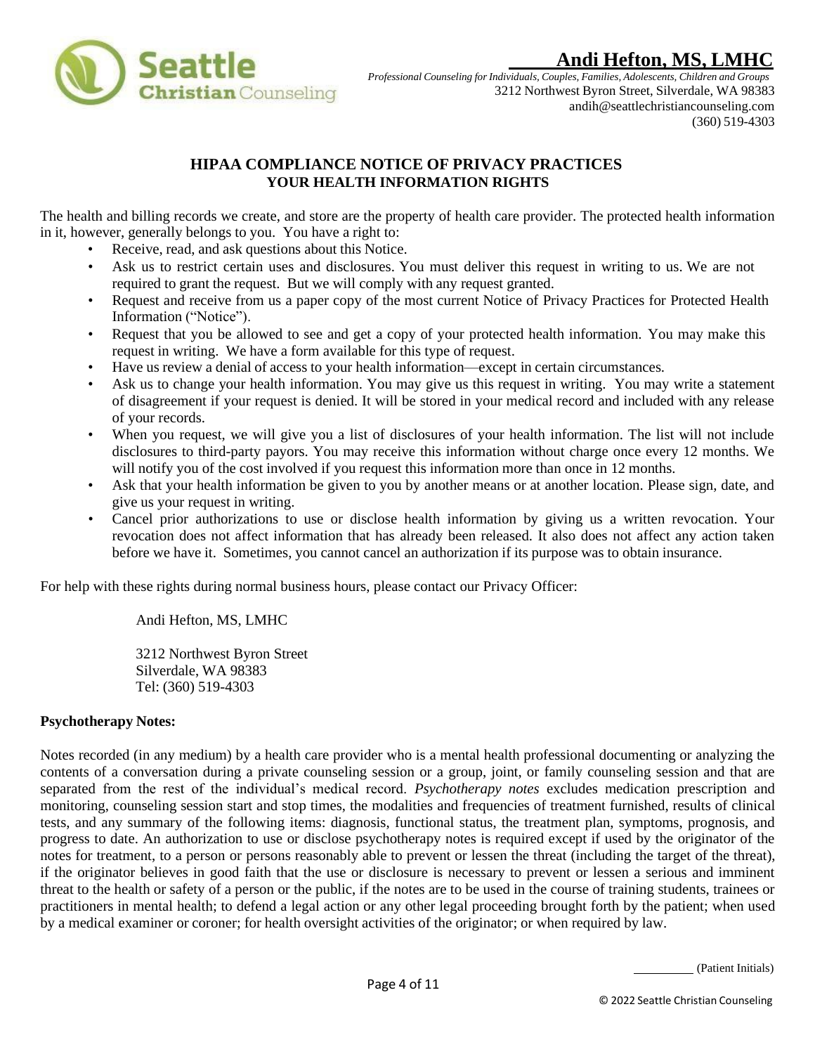**Andi Hefton, MS, LMHC**

*Professional Counseling for Individuals, Couples, Families, Adolescents, Children and Groups*
3212 Northwest Byron Street, Silverdale, WA 98383
andih@seattlechristiancounseling.com
(360) 519-4303

## HIPAA COMPLIANCE NOTICE OF PRIVACY PRACTICES
## YOUR HEALTH INFORMATION RIGHTS

The health and billing records we create, and store are the property of health care provider. The protected health information in it, however, generally belongs to you. You have a right to:

- Receive, read, and ask questions about this Notice.
- Ask us to restrict certain uses and disclosures. You must deliver this request in writing to us. We are not required to grant the request. But we will comply with any request granted.
- Request and receive from us a paper copy of the most current Notice of Privacy Practices for Protected Health Information ("Notice").
- Request that you be allowed to see and get a copy of your protected health information. You may make this request in writing. We have a form available for this type of request.
- Have us review a denial of access to your health information—except in certain circumstances.
- Ask us to change your health information. You may give us this request in writing. You may write a statement of disagreement if your request is denied. It will be stored in your medical record and included with any release of your records.
- When you request, we will give you a list of disclosures of your health information. The list will not include disclosures to third-party payors. You may receive this information without charge once every 12 months. We will notify you of the cost involved if you request this information more than once in 12 months.
- Ask that your health information be given to you by another means or at another location. Please sign, date, and give us your request in writing.
- Cancel prior authorizations to use or disclose health information by giving us a written revocation. Your revocation does not affect information that has already been released. It also does not affect any action taken before we have it. Sometimes, you cannot cancel an authorization if its purpose was to obtain insurance.

For help with these rights during normal business hours, please contact our Privacy Officer:

Andi Hefton, MS, LMHC

3212 Northwest Byron Street
Silverdale, WA 98383
Tel: (360) 519-4303

**Psychotherapy Notes:**

Notes recorded (in any medium) by a health care provider who is a mental health professional documenting or analyzing the contents of a conversation during a private counseling session or a group, joint, or family counseling session and that are separated from the rest of the individual's medical record. *Psychotherapy notes* excludes medication prescription and monitoring, counseling session start and stop times, the modalities and frequencies of treatment furnished, results of clinical tests, and any summary of the following items: diagnosis, functional status, the treatment plan, symptoms, prognosis, and progress to date. An authorization to use or disclose psychotherapy notes is required except if used by the originator of the notes for treatment, to a person or persons reasonably able to prevent or lessen the threat (including the target of the threat), if the originator believes in good faith that the use or disclosure is necessary to prevent or lessen a serious and imminent threat to the health or safety of a person or the public, if the notes are to be used in the course of training students, trainees or practitioners in mental health; to defend a legal action or any other legal proceeding brought forth by the patient; when used by a medical examiner or coroner; for health oversight activities of the originator; or when required by law.

_________ (Patient Initials)

© 2022 Seattle Christian Counseling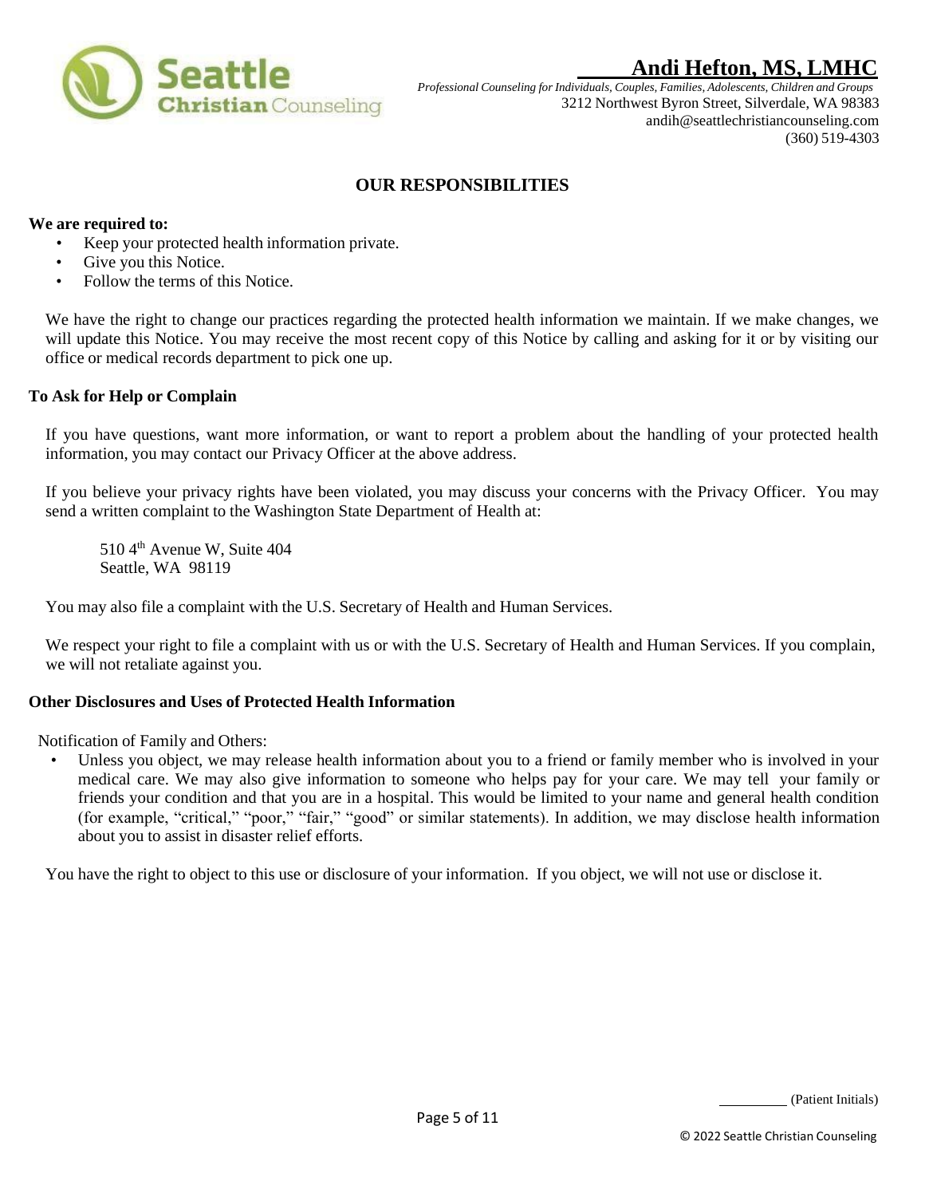## OUR RESPONSIBILITIES

**We are required to:**

- Keep your protected health information private.
- Give you this Notice.
- Follow the terms of this Notice.

We have the right to change our practices regarding the protected health information we maintain. If we make changes, we will update this Notice. You may receive the most recent copy of this Notice by calling and asking for it or by visiting our office or medical records department to pick one up.

**To Ask for Help or Complain**

If you have questions, want more information, or want to report a problem about the handling of your protected health information, you may contact our Privacy Officer at the above address.

If you believe your privacy rights have been violated, you may discuss your concerns with the Privacy Officer. You may send a written complaint to the Washington State Department of Health at:

510 4th Avenue W, Suite 404
Seattle, WA 98119

You may also file a complaint with the U.S. Secretary of Health and Human Services.

We respect your right to file a complaint with us or with the U.S. Secretary of Health and Human Services. If you complain, we will not retaliate against you.

**Other Disclosures and Uses of Protected Health Information**

Notification of Family and Others:

- Unless you object, we may release health information about you to a friend or family member who is involved in your medical care. We may also give information to someone who helps pay for your care. We may tell your family or friends your condition and that you are in a hospital. This would be limited to your name and general health condition (for example, "critical," "poor," "fair," "good" or similar statements). In addition, we may disclose health information about you to assist in disaster relief efforts.

You have the right to object to this use or disclosure of your information. If you object, we will not use or disclose it.

_________ (Patient Initials)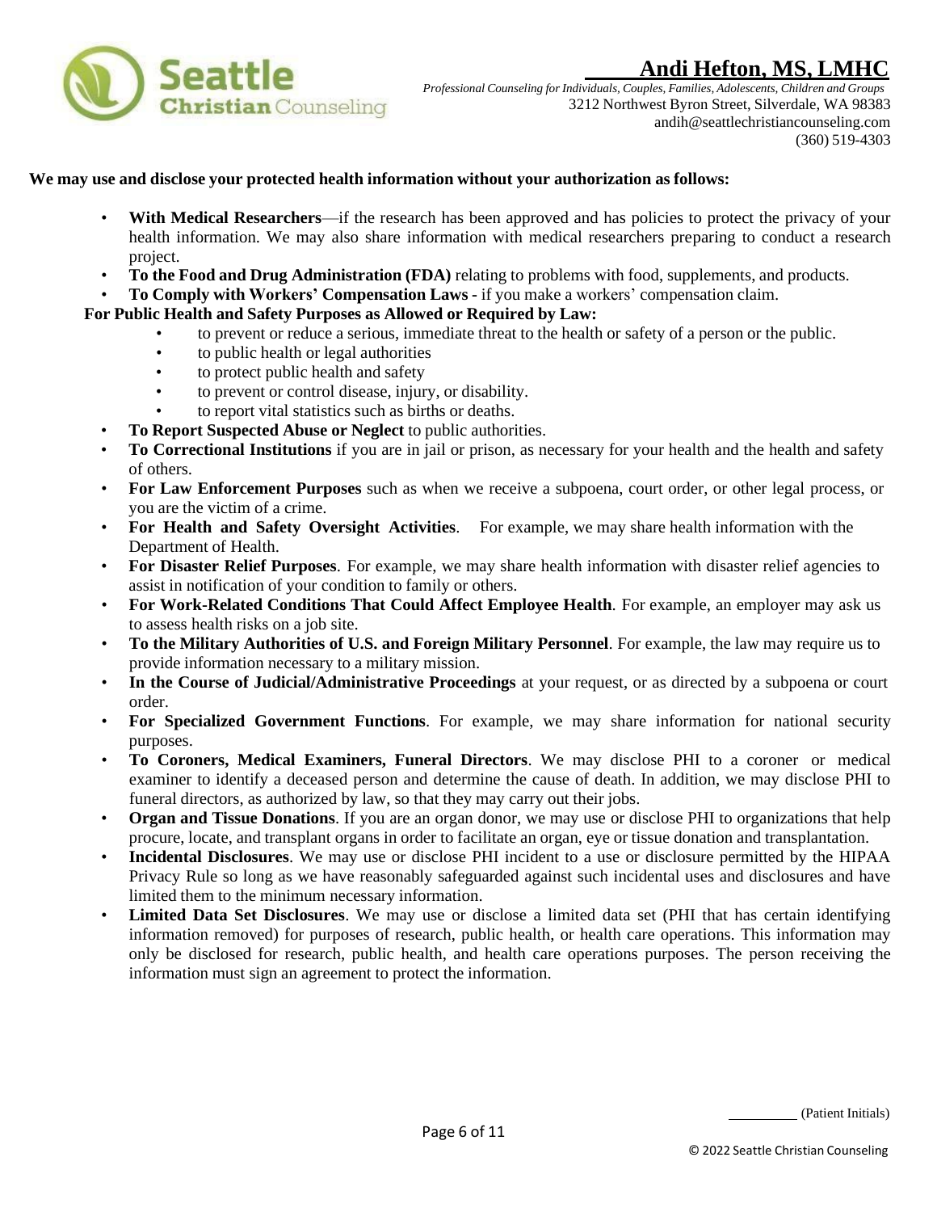**We may use and disclose your protected health information without your authorization as follows:**

- **With Medical Researchers**—if the research has been approved and has policies to protect the privacy of your health information. We may also share information with medical researchers preparing to conduct a research project.
- **To the Food and Drug Administration (FDA)** relating to problems with food, supplements, and products.
- **To Comply with Workers' Compensation Laws -** if you make a workers' compensation claim.

**For Public Health and Safety Purposes as Allowed or Required by Law:**

- to prevent or reduce a serious, immediate threat to the health or safety of a person or the public.
- to public health or legal authorities
- to protect public health and safety
- to prevent or control disease, injury, or disability.
- to report vital statistics such as births or deaths.

- **To Report Suspected Abuse or Neglect** to public authorities.
- **To Correctional Institutions** if you are in jail or prison, as necessary for your health and the health and safety of others.
- **For Law Enforcement Purposes** such as when we receive a subpoena, court order, or other legal process, or you are the victim of a crime.
- **For Health and Safety Oversight Activities**. For example, we may share health information with the Department of Health.
- **For Disaster Relief Purposes**. For example, we may share health information with disaster relief agencies to assist in notification of your condition to family or others.
- **For Work-Related Conditions That Could Affect Employee Health**. For example, an employer may ask us to assess health risks on a job site.
- **To the Military Authorities of U.S. and Foreign Military Personnel**. For example, the law may require us to provide information necessary to a military mission.
- **In the Course of Judicial/Administrative Proceedings** at your request, or as directed by a subpoena or court order.
- **For Specialized Government Functions**. For example, we may share information for national security purposes.
- **To Coroners, Medical Examiners, Funeral Directors**. We may disclose PHI to a coroner or medical examiner to identify a deceased person and determine the cause of death. In addition, we may disclose PHI to funeral directors, as authorized by law, so that they may carry out their jobs.
- **Organ and Tissue Donations**. If you are an organ donor, we may use or disclose PHI to organizations that help procure, locate, and transplant organs in order to facilitate an organ, eye or tissue donation and transplantation.
- **Incidental Disclosures**. We may use or disclose PHI incident to a use or disclosure permitted by the HIPAA Privacy Rule so long as we have reasonably safeguarded against such incidental uses and disclosures and have limited them to the minimum necessary information.
- **Limited Data Set Disclosures**. We may use or disclose a limited data set (PHI that has certain identifying information removed) for purposes of research, public health, or health care operations. This information may only be disclosed for research, public health, and health care operations purposes. The person receiving the information must sign an agreement to protect the information.

_________ (Patient Initials)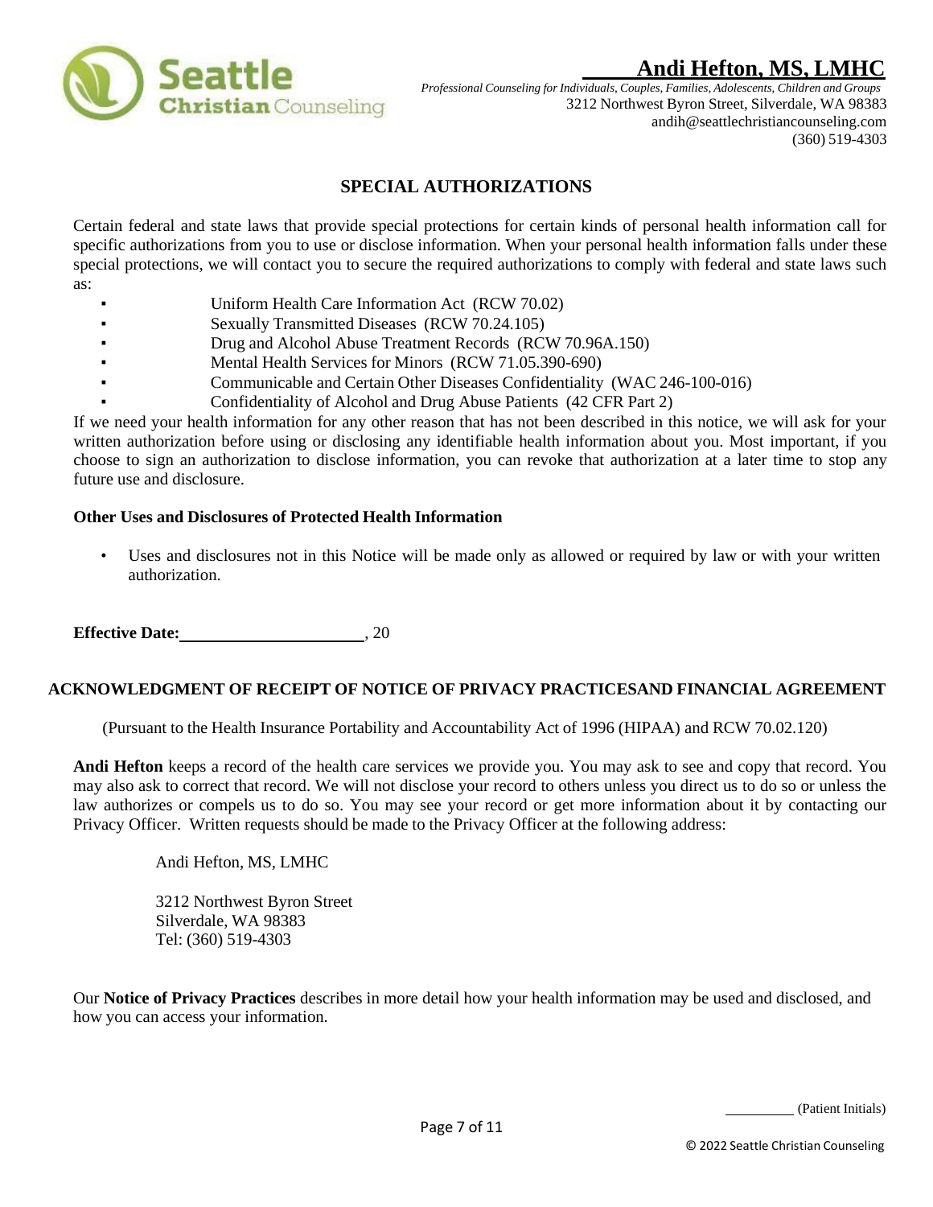## SPECIAL AUTHORIZATIONS

Certain federal and state laws that provide special protections for certain kinds of personal health information call for specific authorizations from you to use or disclose information. When your personal health information falls under these special protections, we will contact you to secure the required authorizations to comply with federal and state laws such as:

- Uniform Health Care Information Act (RCW 70.02)
- Sexually Transmitted Diseases (RCW 70.24.105)
- Drug and Alcohol Abuse Treatment Records (RCW 70.96A.150)
- Mental Health Services for Minors (RCW 71.05.390-690)
- Communicable and Certain Other Diseases Confidentiality (WAC 246-100-016)
- Confidentiality of Alcohol and Drug Abuse Patients (42 CFR Part 2)

If we need your health information for any other reason that has not been described in this notice, we will ask for your written authorization before using or disclosing any identifiable health information about you. Most important, if you choose to sign an authorization to disclose information, you can revoke that authorization at a later time to stop any future use and disclosure.

**Other Uses and Disclosures of Protected Health Information**

- Uses and disclosures not in this Notice will be made only as allowed or required by law or with your written authorization.

**Effective Date:**______________________, 20

## ACKNOWLEDGMENT OF RECEIPT OF NOTICE OF PRIVACY PRACTICESAND FINANCIAL AGREEMENT

(Pursuant to the Health Insurance Portability and Accountability Act of 1996 (HIPAA) and RCW 70.02.120)

**Andi Hefton** keeps a record of the health care services we provide you. You may ask to see and copy that record. You may also ask to correct that record. We will not disclose your record to others unless you direct us to do so or unless the law authorizes or compels us to do so. You may see your record or get more information about it by contacting our Privacy Officer. Written requests should be made to the Privacy Officer at the following address:

Andi Hefton, MS, LMHC

3212 Northwest Byron Street
Silverdale, WA 98383
Tel: (360) 519-4303

Our **Notice of Privacy Practices** describes in more detail how your health information may be used and disclosed, and how you can access your information.

_________ (Patient Initials)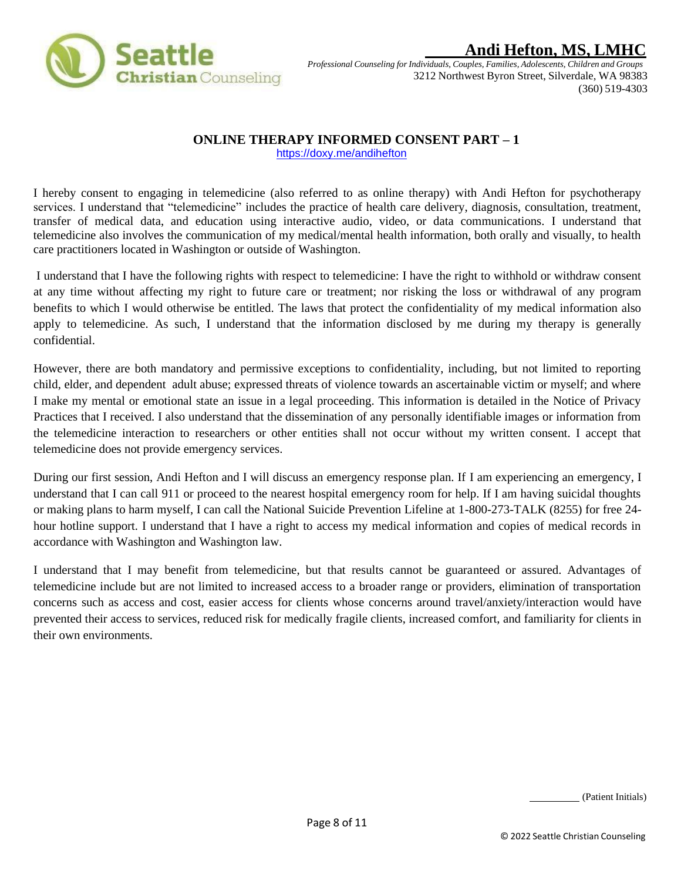**Andi Hefton, MS, LMHC**

*Professional Counseling for Individuals, Couples, Families, Adolescents, Children and Groups*
3212 Northwest Byron Street, Silverdale, WA 98383
(360) 519-4303

## ONLINE THERAPY INFORMED CONSENT PART – 1

https://doxy.me/andihefton

I hereby consent to engaging in telemedicine (also referred to as online therapy) with Andi Hefton for psychotherapy services. I understand that "telemedicine" includes the practice of health care delivery, diagnosis, consultation, treatment, transfer of medical data, and education using interactive audio, video, or data communications. I understand that telemedicine also involves the communication of my medical/mental health information, both orally and visually, to health care practitioners located in Washington or outside of Washington.

I understand that I have the following rights with respect to telemedicine: I have the right to withhold or withdraw consent at any time without affecting my right to future care or treatment; nor risking the loss or withdrawal of any program benefits to which I would otherwise be entitled. The laws that protect the confidentiality of my medical information also apply to telemedicine. As such, I understand that the information disclosed by me during my therapy is generally confidential.

However, there are both mandatory and permissive exceptions to confidentiality, including, but not limited to reporting child, elder, and dependent adult abuse; expressed threats of violence towards an ascertainable victim or myself; and where I make my mental or emotional state an issue in a legal proceeding. This information is detailed in the Notice of Privacy Practices that I received. I also understand that the dissemination of any personally identifiable images or information from the telemedicine interaction to researchers or other entities shall not occur without my written consent. I accept that telemedicine does not provide emergency services.

During our first session, Andi Hefton and I will discuss an emergency response plan. If I am experiencing an emergency, I understand that I can call 911 or proceed to the nearest hospital emergency room for help. If I am having suicidal thoughts or making plans to harm myself, I can call the National Suicide Prevention Lifeline at 1-800-273-TALK (8255) for free 24-hour hotline support. I understand that I have a right to access my medical information and copies of medical records in accordance with Washington and Washington law.

I understand that I may benefit from telemedicine, but that results cannot be guaranteed or assured. Advantages of telemedicine include but are not limited to increased access to a broader range or providers, elimination of transportation concerns such as access and cost, easier access for clients whose concerns around travel/anxiety/interaction would have prevented their access to services, reduced risk for medically fragile clients, increased comfort, and familiarity for clients in their own environments.

__________ (Patient Initials)

© 2022 Seattle Christian Counseling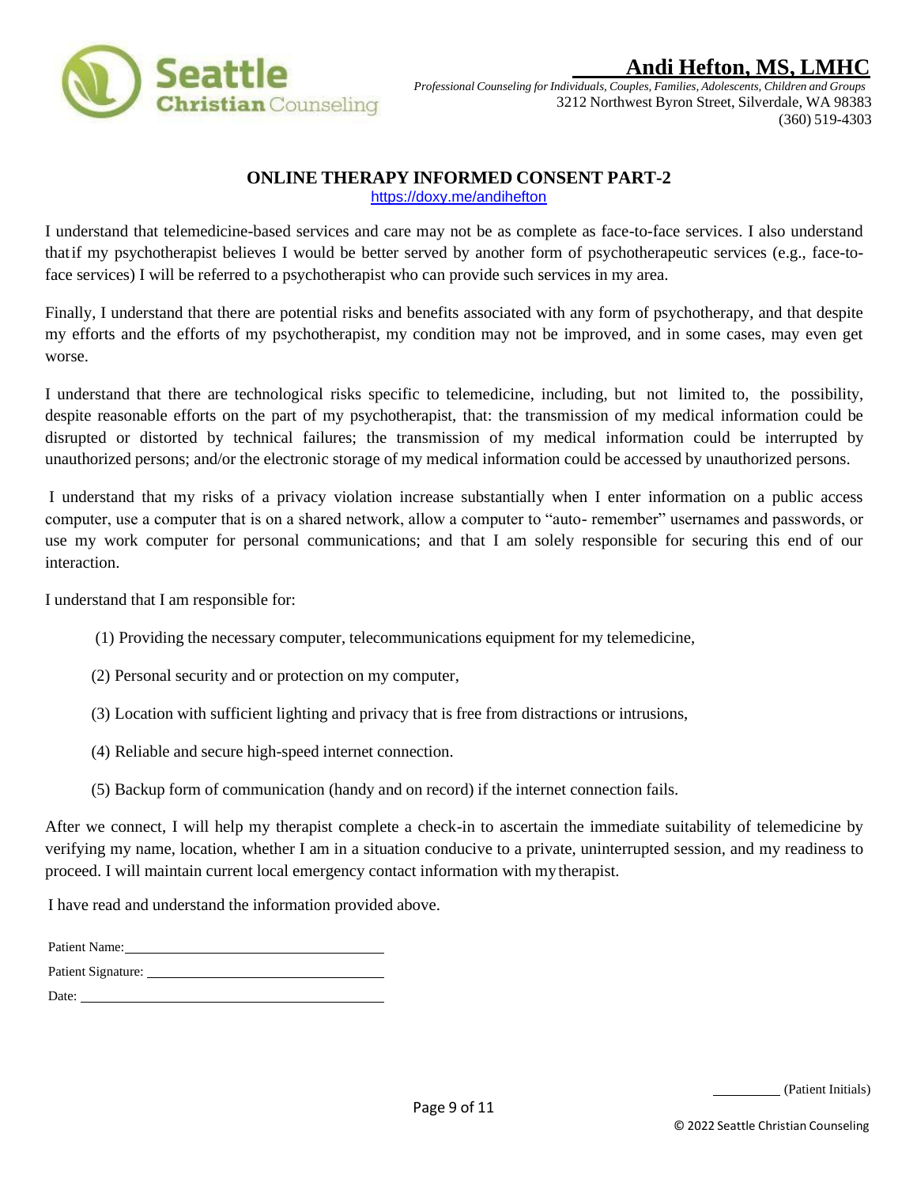**Andi Hefton, MS, LMHC**

*Professional Counseling for Individuals, Couples, Families, Adolescents, Children and Groups*
3212 Northwest Byron Street, Silverdale, WA 98383
(360) 519-4303

## ONLINE THERAPY INFORMED CONSENT PART-2

https://doxy.me/andihefton

I understand that telemedicine-based services and care may not be as complete as face-to-face services. I also understand that if my psychotherapist believes I would be better served by another form of psychotherapeutic services (e.g., face-to-face services) I will be referred to a psychotherapist who can provide such services in my area.

Finally, I understand that there are potential risks and benefits associated with any form of psychotherapy, and that despite my efforts and the efforts of my psychotherapist, my condition may not be improved, and in some cases, may even get worse.

I understand that there are technological risks specific to telemedicine, including, but not limited to, the possibility, despite reasonable efforts on the part of my psychotherapist, that: the transmission of my medical information could be disrupted or distorted by technical failures; the transmission of my medical information could be interrupted by unauthorized persons; and/or the electronic storage of my medical information could be accessed by unauthorized persons.

I understand that my risks of a privacy violation increase substantially when I enter information on a public access computer, use a computer that is on a shared network, allow a computer to "auto- remember" usernames and passwords, or use my work computer for personal communications; and that I am solely responsible for securing this end of our interaction.

I understand that I am responsible for:

(1) Providing the necessary computer, telecommunications equipment for my telemedicine,

(2) Personal security and or protection on my computer,

(3) Location with sufficient lighting and privacy that is free from distractions or intrusions,

(4) Reliable and secure high-speed internet connection.

(5) Backup form of communication (handy and on record) if the internet connection fails.

After we connect, I will help my therapist complete a check-in to ascertain the immediate suitability of telemedicine by verifying my name, location, whether I am in a situation conducive to a private, uninterrupted session, and my readiness to proceed. I will maintain current local emergency contact information with my therapist.

I have read and understand the information provided above.

Patient Name: ______________________________

Patient Signature: ______________________________

Date: ______________________________

__________ (Patient Initials)

© 2022 Seattle Christian Counseling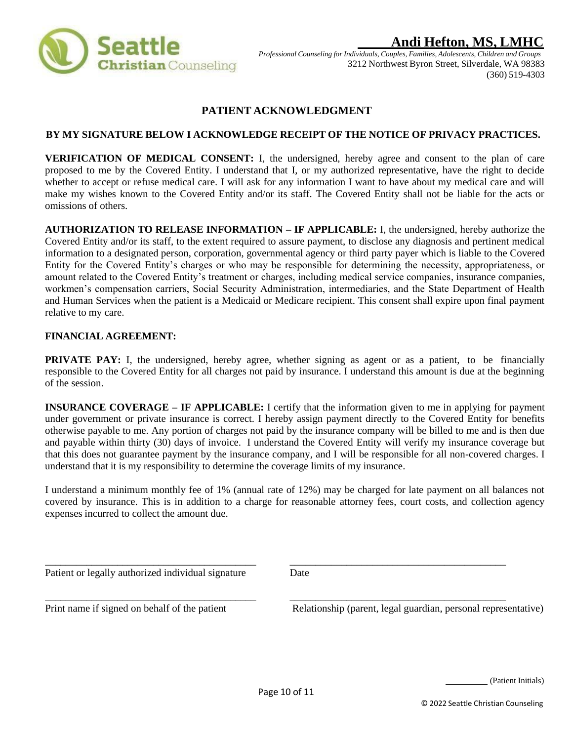**Andi Hefton, MS, LMHC**

*Professional Counseling for Individuals, Couples, Families, Adolescents, Children and Groups*
3212 Northwest Byron Street, Silverdale, WA 98383
(360) 519-4303

## PATIENT ACKNOWLEDGMENT

**BY MY SIGNATURE BELOW I ACKNOWLEDGE RECEIPT OF THE NOTICE OF PRIVACY PRACTICES.**

**VERIFICATION OF MEDICAL CONSENT:** I, the undersigned, hereby agree and consent to the plan of care proposed to me by the Covered Entity. I understand that I, or my authorized representative, have the right to decide whether to accept or refuse medical care. I will ask for any information I want to have about my medical care and will make my wishes known to the Covered Entity and/or its staff. The Covered Entity shall not be liable for the acts or omissions of others.

**AUTHORIZATION TO RELEASE INFORMATION – IF APPLICABLE:** I, the undersigned, hereby authorize the Covered Entity and/or its staff, to the extent required to assure payment, to disclose any diagnosis and pertinent medical information to a designated person, corporation, governmental agency or third party payer which is liable to the Covered Entity for the Covered Entity's charges or who may be responsible for determining the necessity, appropriateness, or amount related to the Covered Entity's treatment or charges, including medical service companies, insurance companies, workmen's compensation carriers, Social Security Administration, intermediaries, and the State Department of Health and Human Services when the patient is a Medicaid or Medicare recipient. This consent shall expire upon final payment relative to my care.

**FINANCIAL AGREEMENT:**

**PRIVATE PAY:** I, the undersigned, hereby agree, whether signing as agent or as a patient, to be financially responsible to the Covered Entity for all charges not paid by insurance. I understand this amount is due at the beginning of the session.

**INSURANCE COVERAGE – IF APPLICABLE:** I certify that the information given to me in applying for payment under government or private insurance is correct. I hereby assign payment directly to the Covered Entity for benefits otherwise payable to me. Any portion of charges not paid by the insurance company will be billed to me and is then due and payable within thirty (30) days of invoice. I understand the Covered Entity will verify my insurance coverage but that this does not guarantee payment by the insurance company, and I will be responsible for all non-covered charges. I understand that it is my responsibility to determine the coverage limits of my insurance.

I understand a minimum monthly fee of 1% (annual rate of 12%) may be charged for late payment on all balances not covered by insurance. This is in addition to a charge for reasonable attorney fees, court costs, and collection agency expenses incurred to collect the amount due.

\_\_\_\_\_\_\_\_\_\_\_\_\_\_\_\_\_\_\_\_\_\_\_\_\_\_\_\_\_\_\_\_\_\_\_\_\_\_\_\_\_\_ \_\_\_\_\_\_\_\_\_\_\_\_\_\_\_\_\_\_\_\_\_\_\_\_\_\_\_\_\_\_\_\_\_\_\_\_\_\_\_\_\_\_
Patient or legally authorized individual signature Date

\_\_\_\_\_\_\_\_\_\_\_\_\_\_\_\_\_\_\_\_\_\_\_\_\_\_\_\_\_\_\_\_\_\_\_\_\_\_\_\_\_\_ \_\_\_\_\_\_\_\_\_\_\_\_\_\_\_\_\_\_\_\_\_\_\_\_\_\_\_\_\_\_\_\_\_\_\_\_\_\_\_\_\_\_
Print name if signed on behalf of the patient Relationship (parent, legal guardian, personal representative)

\_\_\_\_\_\_\_\_\_ (Patient Initials)

© 2022 Seattle Christian Counseling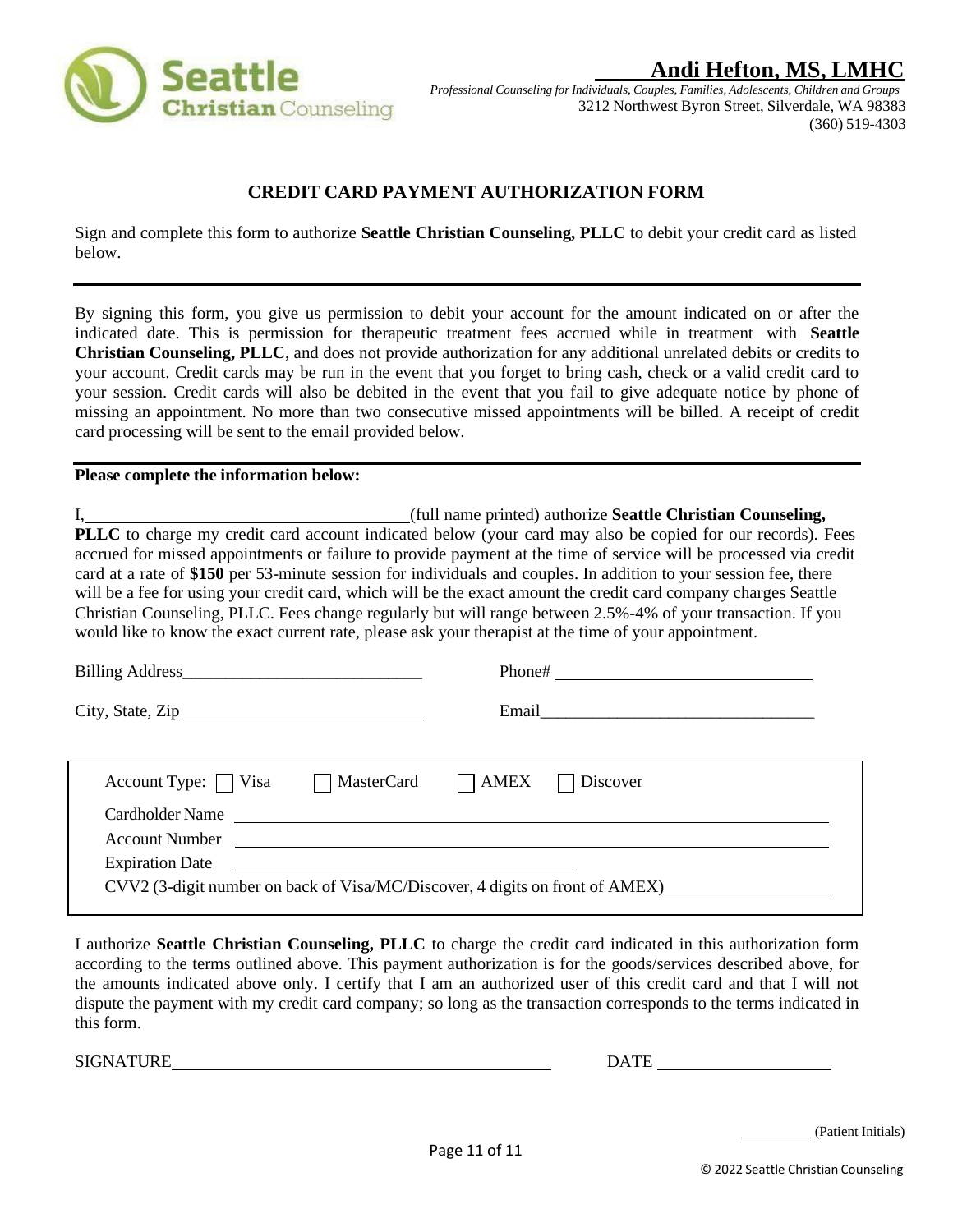**Seattle Christian Counseling**

**Andi Hefton, MS, LMHC**

*Professional Counseling for Individuals, Couples, Families, Adolescents, Children and Groups*
3212 Northwest Byron Street, Silverdale, WA 98383
(360) 519-4303

## CREDIT CARD PAYMENT AUTHORIZATION FORM

Sign and complete this form to authorize **Seattle Christian Counseling, PLLC** to debit your credit card as listed below.

---

By signing this form, you give us permission to debit your account for the amount indicated on or after the indicated date. This is permission for therapeutic treatment fees accrued while in treatment with **Seattle Christian Counseling, PLLC**, and does not provide authorization for any additional unrelated debits or credits to your account. Credit cards may be run in the event that you forget to bring cash, check or a valid credit card to your session. Credit cards will also be debited in the event that you fail to give adequate notice by phone of missing an appointment. No more than two consecutive missed appointments will be billed. A receipt of credit card processing will be sent to the email provided below.

---

**Please complete the information below:**

I,\_\_\_\_\_\_\_\_\_\_\_\_\_\_\_\_\_\_\_\_\_\_\_\_\_\_\_\_\_\_(full name printed) authorize **Seattle Christian Counseling, PLLC** to charge my credit card account indicated below (your card may also be copied for our records). Fees accrued for missed appointments or failure to provide payment at the time of service will be processed via credit card at a rate of **$150** per 53-minute session for individuals and couples. In addition to your session fee, there will be a fee for using your credit card, which will be the exact amount the credit card company charges Seattle Christian Counseling, PLLC. Fees change regularly but will range between 2.5%-4% of your transaction. If you would like to know the exact current rate, please ask your therapist at the time of your appointment.

Billing Address\_\_\_\_\_\_\_\_\_\_\_\_\_\_\_\_\_\_\_\_\_\_\_\_\_\_ Phone# \_\_\_\_\_\_\_\_\_\_\_\_\_\_\_\_\_\_\_\_\_\_\_\_\_\_

City, State, Zip\_\_\_\_\_\_\_\_\_\_\_\_\_\_\_\_\_\_\_\_\_\_\_\_\_\_ Email\_\_\_\_\_\_\_\_\_\_\_\_\_\_\_\_\_\_\_\_\_\_\_\_\_\_

Account Type: ☐ Visa ☐ MasterCard ☐ AMEX ☐ Discover

Cardholder Name \_\_\_\_\_\_\_\_\_\_\_\_\_\_\_\_\_\_\_\_\_\_\_\_\_\_\_\_\_\_\_\_\_\_\_\_\_\_

Account Number \_\_\_\_\_\_\_\_\_\_\_\_\_\_\_\_\_\_\_\_\_\_\_\_\_\_\_\_\_\_\_\_\_\_\_\_\_\_

Expiration Date \_\_\_\_\_\_\_\_\_\_\_\_\_\_\_\_\_\_\_\_\_\_\_\_\_\_

CVV2 (3-digit number on back of Visa/MC/Discover, 4 digits on front of AMEX)\_\_\_\_\_\_\_\_\_\_\_\_\_\_

I authorize **Seattle Christian Counseling, PLLC** to charge the credit card indicated in this authorization form according to the terms outlined above. This payment authorization is for the goods/services described above, for the amounts indicated above only. I certify that I am an authorized user of this credit card and that I will not dispute the payment with my credit card company; so long as the transaction corresponds to the terms indicated in this form.

SIGNATURE\_\_\_\_\_\_\_\_\_\_\_\_\_\_\_\_\_\_\_\_\_\_\_\_\_\_\_\_\_\_\_\_\_\_\_\_ DATE \_\_\_\_\_\_\_\_\_\_\_\_\_\_\_\_\_\_

\_\_\_\_\_\_\_\_ (Patient Initials)

© 2022 Seattle Christian Counseling